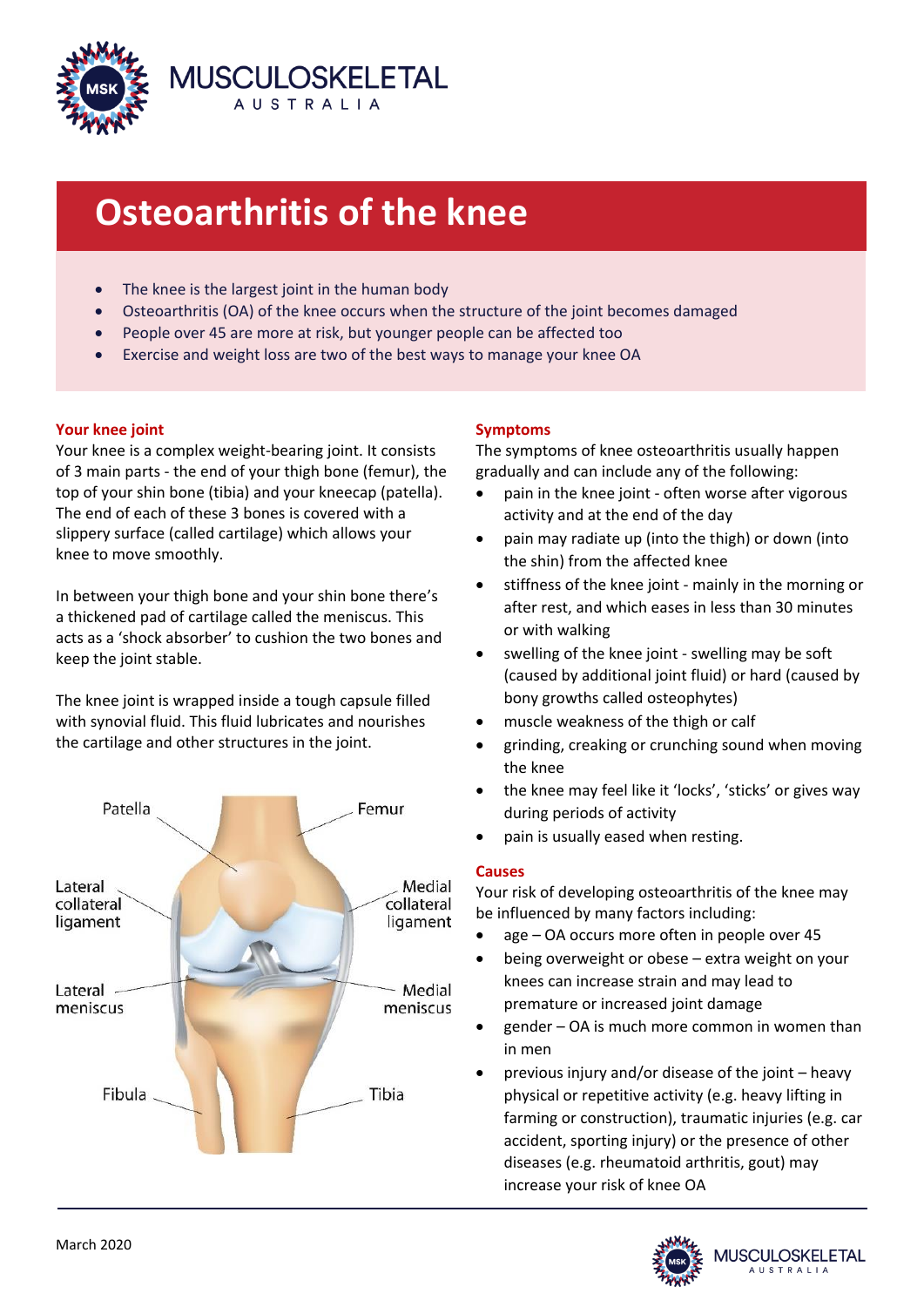# Osteoarthritis of the knee

- The knee is the largest joint in the human body
- Osteoarthritis (OA) of the knee occurs when the structure of the joint becomes damaged
- People over 45 are more at risk, but younger people can be affected too
- Exercise and weight loss are two of the best ways to manage your knee OA

## Your knee joint

Your knee is a complex weight-bearing joint. It consists of 3 main parts - the end of your thigh bone (femur), the top of your shin bone (tibia) and your kneecap (patella). The end of each of these 3 bones is covered with a slippery surface (called cartilage) which allows your knee to move smoothly.

In between your thigh bone and your shin bone there's a thickened pad of cartilage called the meniscus. This acts as a 'shock absorber' to cushion the two bones and keep the joint stable.

The knee joint is wrapped inside a tough capsule filled with synovial fluid. This fluid lubricates and nourishes the cartilage and other structures in the joint.

Patella, Femur, Lateral collateral ligament, Medial collateral ligament, Lateral meniscus, Medial meniscus, Fibula, Tibia

## Symptoms

The symptoms of knee osteoarthritis usually happen gradually and can include any of the following:

- pain in the knee joint - often worse after vigorous activity and at the end of the day
- pain may radiate up (into the thigh) or down (into the shin) from the affected knee
- stiffness of the knee joint - mainly in the morning or after rest, and which eases in less than 30 minutes or with walking
- swelling of the knee joint - swelling may be soft (caused by additional joint fluid) or hard (caused by bony growths called osteophytes)
- muscle weakness of the thigh or calf
- grinding, creaking or crunching sound when moving the knee
- the knee may feel like it 'locks', 'sticks' or gives way during periods of activity
- pain is usually eased when resting.

## Causes

Your risk of developing osteoarthritis of the knee may be influenced by many factors including:

- age – OA occurs more often in people over 45
- being overweight or obese – extra weight on your knees can increase strain and may lead to premature or increased joint damage
- gender – OA is much more common in women than in men
- previous injury and/or disease of the joint – heavy physical or repetitive activity (e.g. heavy lifting in farming or construction), traumatic injuries (e.g. car accident, sporting injury) or the presence of other diseases (e.g. rheumatoid arthritis, gout) may increase your risk of knee OA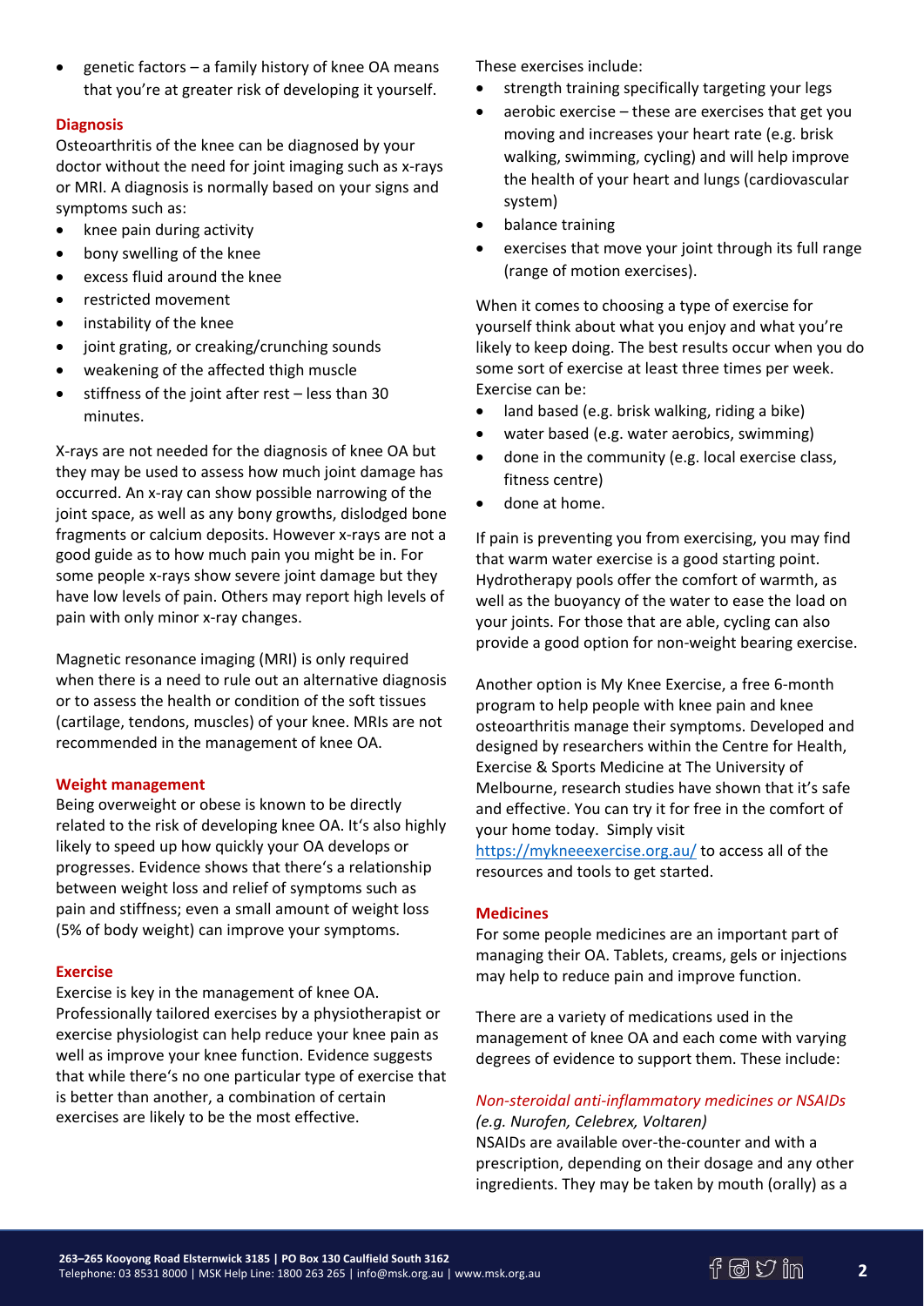- genetic factors – a family history of knee OA means that you're at greater risk of developing it yourself.

## Diagnosis

Osteoarthritis of the knee can be diagnosed by your doctor without the need for joint imaging such as x-rays or MRI. A diagnosis is normally based on your signs and symptoms such as:

- knee pain during activity
- bony swelling of the knee
- excess fluid around the knee
- restricted movement
- instability of the knee
- joint grating, or creaking/crunching sounds
- weakening of the affected thigh muscle
- stiffness of the joint after rest – less than 30 minutes.

X-rays are not needed for the diagnosis of knee OA but they may be used to assess how much joint damage has occurred. An x-ray can show possible narrowing of the joint space, as well as any bony growths, dislodged bone fragments or calcium deposits. However x-rays are not a good guide as to how much pain you might be in. For some people x-rays show severe joint damage but they have low levels of pain. Others may report high levels of pain with only minor x-ray changes.

Magnetic resonance imaging (MRI) is only required when there is a need to rule out an alternative diagnosis or to assess the health or condition of the soft tissues (cartilage, tendons, muscles) of your knee. MRIs are not recommended in the management of knee OA.

## Weight management

Being overweight or obese is known to be directly related to the risk of developing knee OA. It's also highly likely to speed up how quickly your OA develops or progresses. Evidence shows that there's a relationship between weight loss and relief of symptoms such as pain and stiffness; even a small amount of weight loss (5% of body weight) can improve your symptoms.

## Exercise

Exercise is key in the management of knee OA. Professionally tailored exercises by a physiotherapist or exercise physiologist can help reduce your knee pain as well as improve your knee function. Evidence suggests that while there's no one particular type of exercise that is better than another, a combination of certain exercises are likely to be the most effective.

These exercises include:

- strength training specifically targeting your legs
- aerobic exercise – these are exercises that get you moving and increases your heart rate (e.g. brisk walking, swimming, cycling) and will help improve the health of your heart and lungs (cardiovascular system)
- balance training
- exercises that move your joint through its full range (range of motion exercises).

When it comes to choosing a type of exercise for yourself think about what you enjoy and what you're likely to keep doing. The best results occur when you do some sort of exercise at least three times per week. Exercise can be:

- land based (e.g. brisk walking, riding a bike)
- water based (e.g. water aerobics, swimming)
- done in the community (e.g. local exercise class, fitness centre)
- done at home.

If pain is preventing you from exercising, you may find that warm water exercise is a good starting point. Hydrotherapy pools offer the comfort of warmth, as well as the buoyancy of the water to ease the load on your joints. For those that are able, cycling can also provide a good option for non-weight bearing exercise.

Another option is My Knee Exercise, a free 6-month program to help people with knee pain and knee osteoarthritis manage their symptoms. Developed and designed by researchers within the Centre for Health, Exercise & Sports Medicine at The University of Melbourne, research studies have shown that it's safe and effective. You can try it for free in the comfort of your home today. Simply visit https://mykneeexercise.org.au/ to access all of the resources and tools to get started.

## Medicines

For some people medicines are an important part of managing their OA. Tablets, creams, gels or injections may help to reduce pain and improve function.

There are a variety of medications used in the management of knee OA and each come with varying degrees of evidence to support them. These include:

### *Non-steroidal anti-inflammatory medicines or NSAIDs (e.g. Nurofen, Celebrex, Voltaren)*

NSAIDs are available over-the-counter and with a prescription, depending on their dosage and any other ingredients. They may be taken by mouth (orally) as a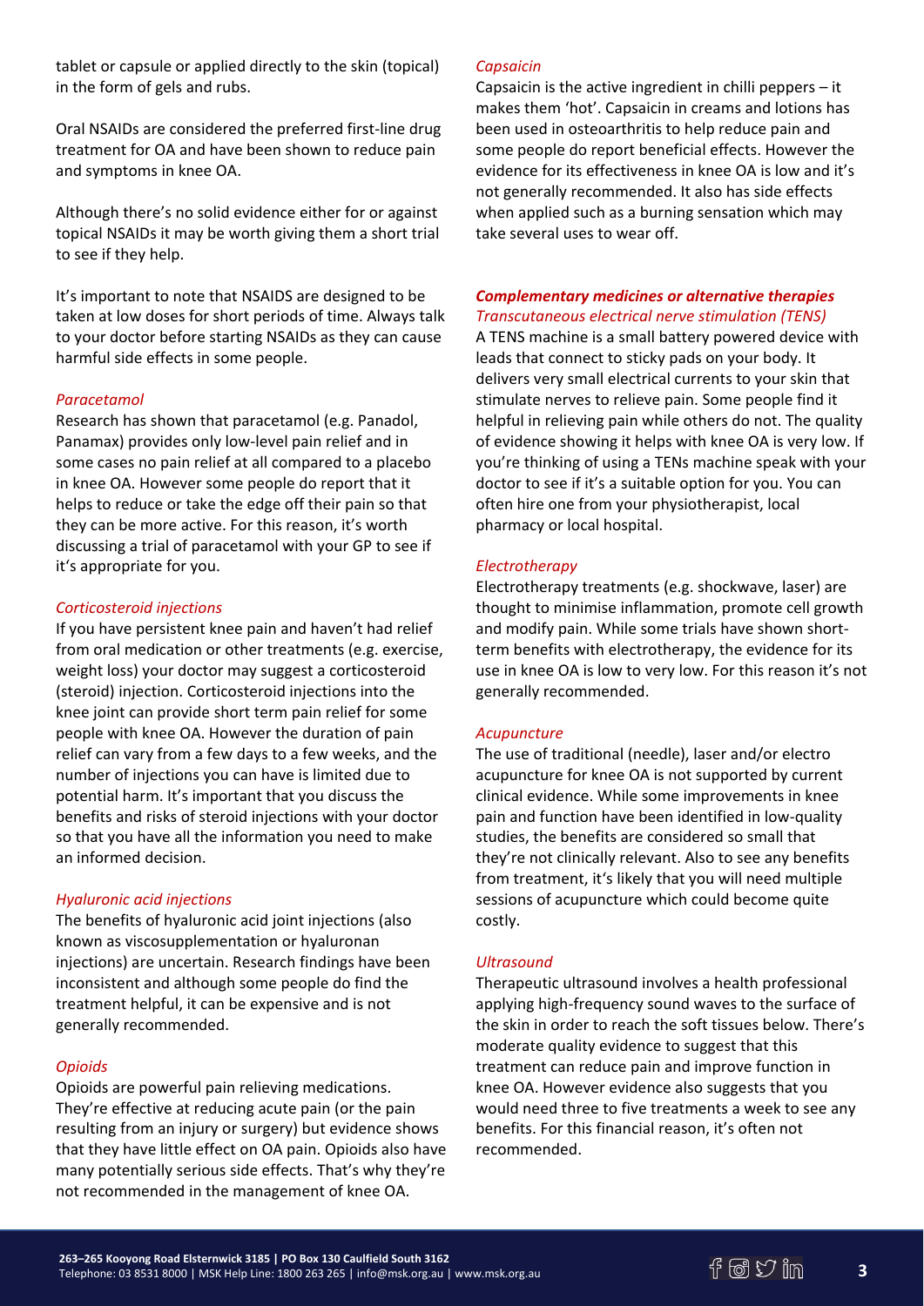tablet or capsule or applied directly to the skin (topical) in the form of gels and rubs.

Oral NSAIDs are considered the preferred first-line drug treatment for OA and have been shown to reduce pain and symptoms in knee OA.

Although there's no solid evidence either for or against topical NSAIDs it may be worth giving them a short trial to see if they help.

It's important to note that NSAIDS are designed to be taken at low doses for short periods of time. Always talk to your doctor before starting NSAIDs as they can cause harmful side effects in some people.

*Paracetamol*

Research has shown that paracetamol (e.g. Panadol, Panamax) provides only low-level pain relief and in some cases no pain relief at all compared to a placebo in knee OA. However some people do report that it helps to reduce or take the edge off their pain so that they can be more active. For this reason, it's worth discussing a trial of paracetamol with your GP to see if it's appropriate for you.

*Corticosteroid injections*

If you have persistent knee pain and haven't had relief from oral medication or other treatments (e.g. exercise, weight loss) your doctor may suggest a corticosteroid (steroid) injection. Corticosteroid injections into the knee joint can provide short term pain relief for some people with knee OA. However the duration of pain relief can vary from a few days to a few weeks, and the number of injections you can have is limited due to potential harm. It's important that you discuss the benefits and risks of steroid injections with your doctor so that you have all the information you need to make an informed decision.

*Hyaluronic acid injections*

The benefits of hyaluronic acid joint injections (also known as viscosupplementation or hyaluronan injections) are uncertain. Research findings have been inconsistent and although some people do find the treatment helpful, it can be expensive and is not generally recommended.

*Opioids*

Opioids are powerful pain relieving medications. They're effective at reducing acute pain (or the pain resulting from an injury or surgery) but evidence shows that they have little effect on OA pain. Opioids also have many potentially serious side effects. That's why they're not recommended in the management of knee OA.

*Capsaicin*

Capsaicin is the active ingredient in chilli peppers – it makes them 'hot'. Capsaicin in creams and lotions has been used in osteoarthritis to help reduce pain and some people do report beneficial effects. However the evidence for its effectiveness in knee OA is low and it's not generally recommended. It also has side effects when applied such as a burning sensation which may take several uses to wear off.

***Complementary medicines or alternative therapies***

*Transcutaneous electrical nerve stimulation (TENS)*

A TENS machine is a small battery powered device with leads that connect to sticky pads on your body. It delivers very small electrical currents to your skin that stimulate nerves to relieve pain. Some people find it helpful in relieving pain while others do not. The quality of evidence showing it helps with knee OA is very low. If you're thinking of using a TENs machine speak with your doctor to see if it's a suitable option for you. You can often hire one from your physiotherapist, local pharmacy or local hospital.

*Electrotherapy*

Electrotherapy treatments (e.g. shockwave, laser) are thought to minimise inflammation, promote cell growth and modify pain. While some trials have shown short-term benefits with electrotherapy, the evidence for its use in knee OA is low to very low. For this reason it's not generally recommended.

*Acupuncture*

The use of traditional (needle), laser and/or electro acupuncture for knee OA is not supported by current clinical evidence. While some improvements in knee pain and function have been identified in low-quality studies, the benefits are considered so small that they're not clinically relevant. Also to see any benefits from treatment, it's likely that you will need multiple sessions of acupuncture which could become quite costly.

*Ultrasound*

Therapeutic ultrasound involves a health professional applying high-frequency sound waves to the surface of the skin in order to reach the soft tissues below. There's moderate quality evidence to suggest that this treatment can reduce pain and improve function in knee OA. However evidence also suggests that you would need three to five treatments a week to see any benefits. For this financial reason, it's often not recommended.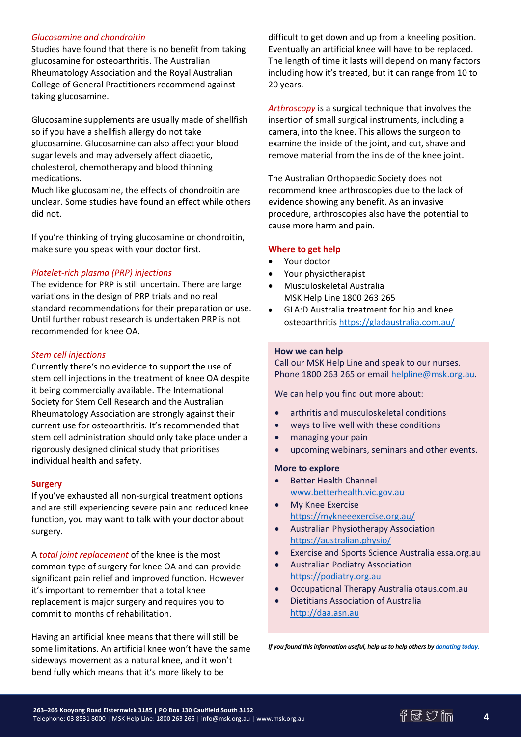*Glucosamine and chondroitin*

Studies have found that there is no benefit from taking glucosamine for osteoarthritis. The Australian Rheumatology Association and the Royal Australian College of General Practitioners recommend against taking glucosamine.

Glucosamine supplements are usually made of shellfish so if you have a shellfish allergy do not take glucosamine. Glucosamine can also affect your blood sugar levels and may adversely affect diabetic, cholesterol, chemotherapy and blood thinning medications.

Much like glucosamine, the effects of chondroitin are unclear. Some studies have found an effect while others did not.

If you're thinking of trying glucosamine or chondroitin, make sure you speak with your doctor first.

*Platelet-rich plasma (PRP) injections*

The evidence for PRP is still uncertain. There are large variations in the design of PRP trials and no real standard recommendations for their preparation or use. Until further robust research is undertaken PRP is not recommended for knee OA.

*Stem cell injections*

Currently there's no evidence to support the use of stem cell injections in the treatment of knee OA despite it being commercially available. The International Society for Stem Cell Research and the Australian Rheumatology Association are strongly against their current use for osteoarthritis. It's recommended that stem cell administration should only take place under a rigorously designed clinical study that prioritises individual health and safety.

**Surgery**

If you've exhausted all non-surgical treatment options and are still experiencing severe pain and reduced knee function, you may want to talk with your doctor about surgery.

A *total joint replacement* of the knee is the most common type of surgery for knee OA and can provide significant pain relief and improved function. However it's important to remember that a total knee replacement is major surgery and requires you to commit to months of rehabilitation.

Having an artificial knee means that there will still be some limitations. An artificial knee won't have the same sideways movement as a natural knee, and it won't bend fully which means that it's more likely to be difficult to get down and up from a kneeling position. Eventually an artificial knee will have to be replaced. The length of time it lasts will depend on many factors including how it's treated, but it can range from 10 to 20 years.

*Arthroscopy* is a surgical technique that involves the insertion of small surgical instruments, including a camera, into the knee. This allows the surgeon to examine the inside of the joint, and cut, shave and remove material from the inside of the knee joint.

The Australian Orthopaedic Society does not recommend knee arthroscopies due to the lack of evidence showing any benefit. As an invasive procedure, arthroscopies also have the potential to cause more harm and pain.

**Where to get help**

- Your doctor
- Your physiotherapist
- Musculoskeletal Australia
  MSK Help Line 1800 263 265
- GLA:D Australia treatment for hip and knee osteoarthritis https://gladaustralia.com.au/

**How we can help**

Call our MSK Help Line and speak to our nurses. Phone 1800 263 265 or email helpline@msk.org.au.

We can help you find out more about:

- arthritis and musculoskeletal conditions
- ways to live well with these conditions
- managing your pain
- upcoming webinars, seminars and other events.

**More to explore**

- Better Health Channel
  www.betterhealth.vic.gov.au
- My Knee Exercise
  https://mykneeexercise.org.au/
- Australian Physiotherapy Association
  https://australian.physio/
- Exercise and Sports Science Australia essa.org.au
- Australian Podiatry Association
  https://podiatry.org.au
- Occupational Therapy Australia otaus.com.au
- Dietitians Association of Australia
  http://daa.asn.au

***If you found this information useful, help us to help others by donating today.***

**263–265 Kooyong Road Elsternwick 3185 | PO Box 130 Caulfield South 3162**
Telephone: 03 8531 8000 | MSK Help Line: 1800 263 265 | info@msk.org.au | www.msk.org.au